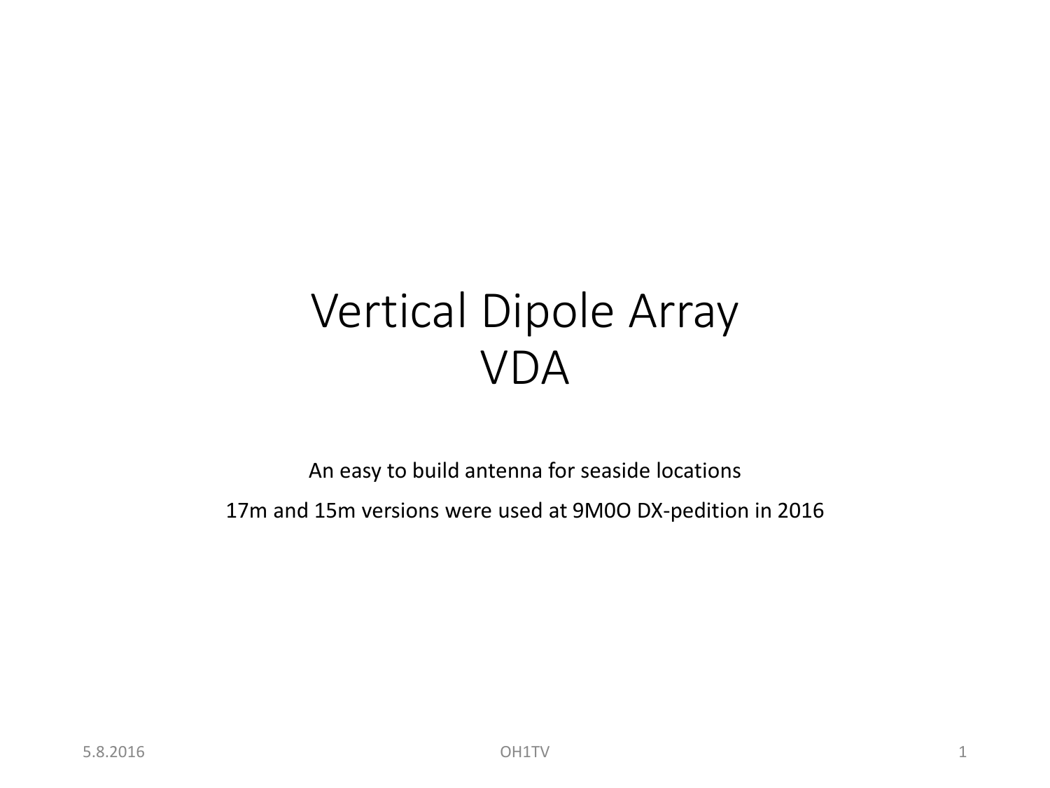# Vertical Dipole Array
# VDA

An easy to build antenna for seaside locations

17m and 15m versions were used at 9M0O DX-pedition in 2016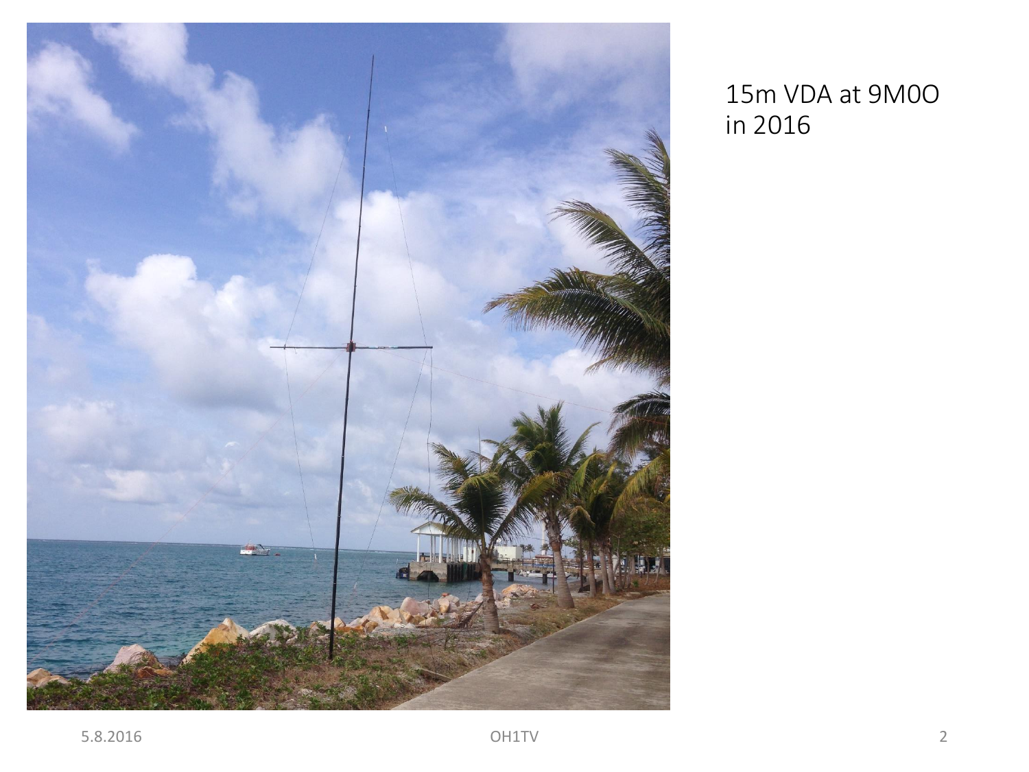15m VDA at 9M0O in 2016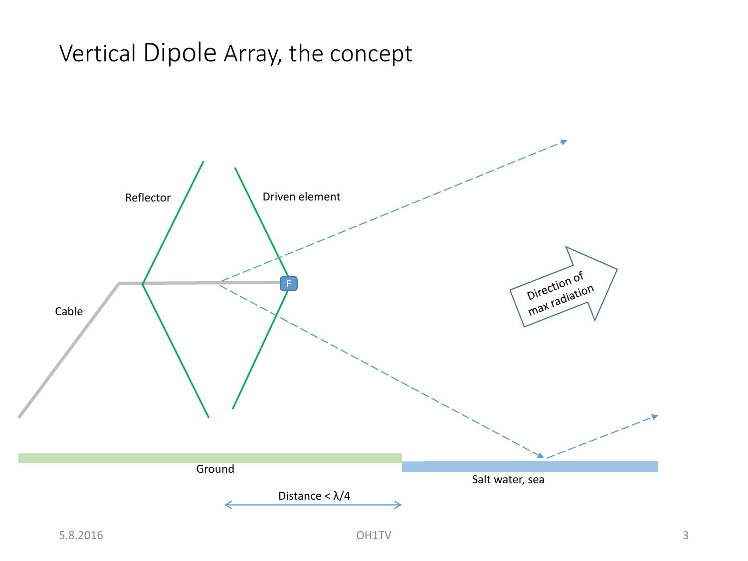# Vertical Dipole Array, the concept

Reflector

Driven element

Cable

F

Direction of max radiation

Ground

Salt water, sea

Distance < λ/4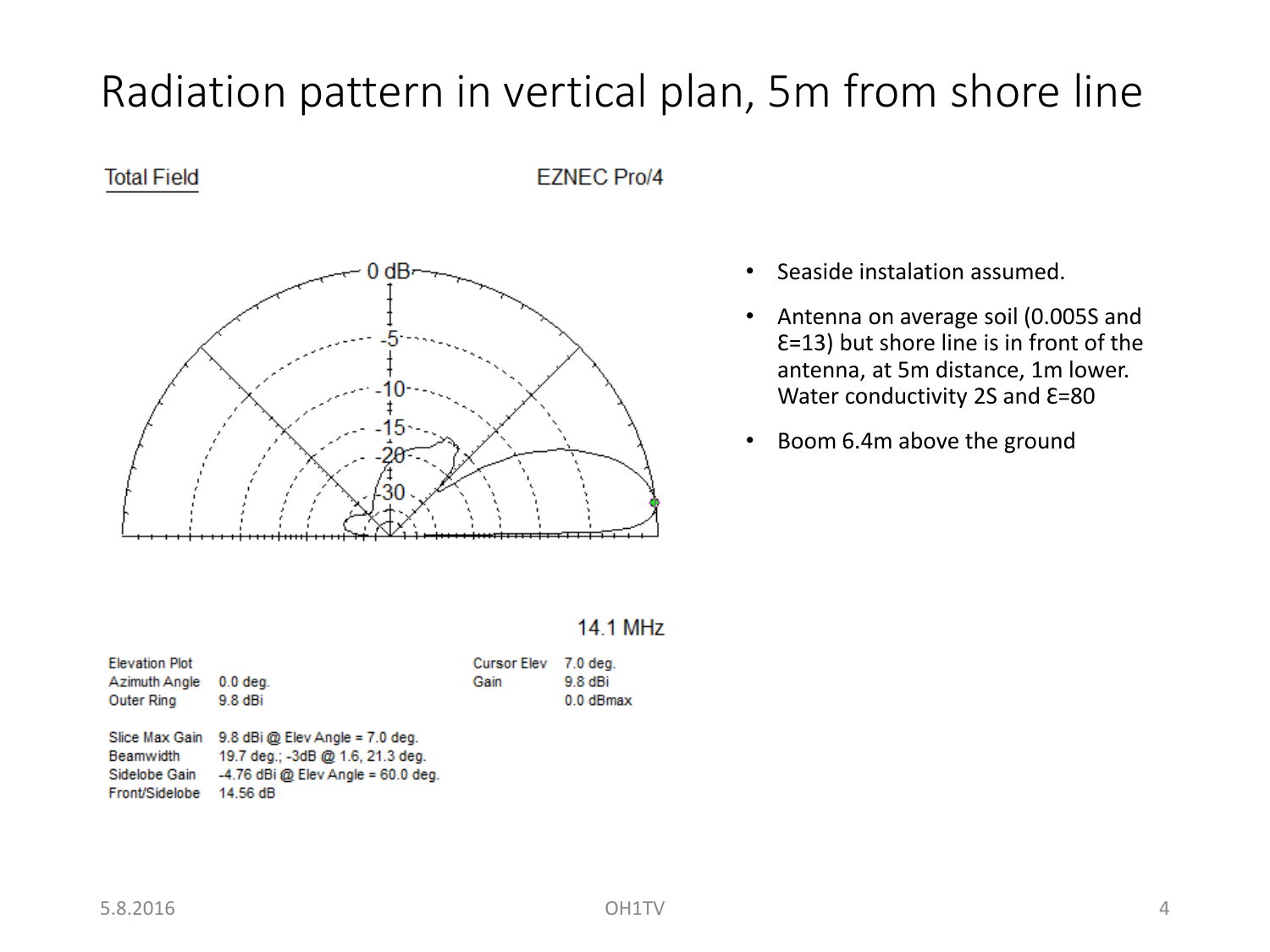# Radiation pattern in vertical plan, 5m from shore line

Total Field

EZNEC Pro/4

14.1 MHz

| | | | |
|---|---|---|---|
| Elevation Plot | | Cursor Elev | 7.0 deg. |
| Azimuth Angle | 0.0 deg. | Gain | 9.8 dBi |
| Outer Ring | 9.8 dBi | | 0.0 dBmax |

| | |
|---|---|
| Slice Max Gain | 9.8 dBi @ Elev Angle = 7.0 deg. |
| Beamwidth | 19.7 deg.; -3dB @ 1.6, 21.3 deg. |
| Sidelobe Gain | -4.76 dBi @ Elev Angle = 60.0 deg. |
| Front/Sidelobe | 14.56 dB |

- Seaside instalation assumed.
- Antenna on average soil (0.005S and Ɛ=13) but shore line is in front of the antenna, at 5m distance, 1m lower. Water conductivity 2S and Ɛ=80
- Boom 6.4m above the ground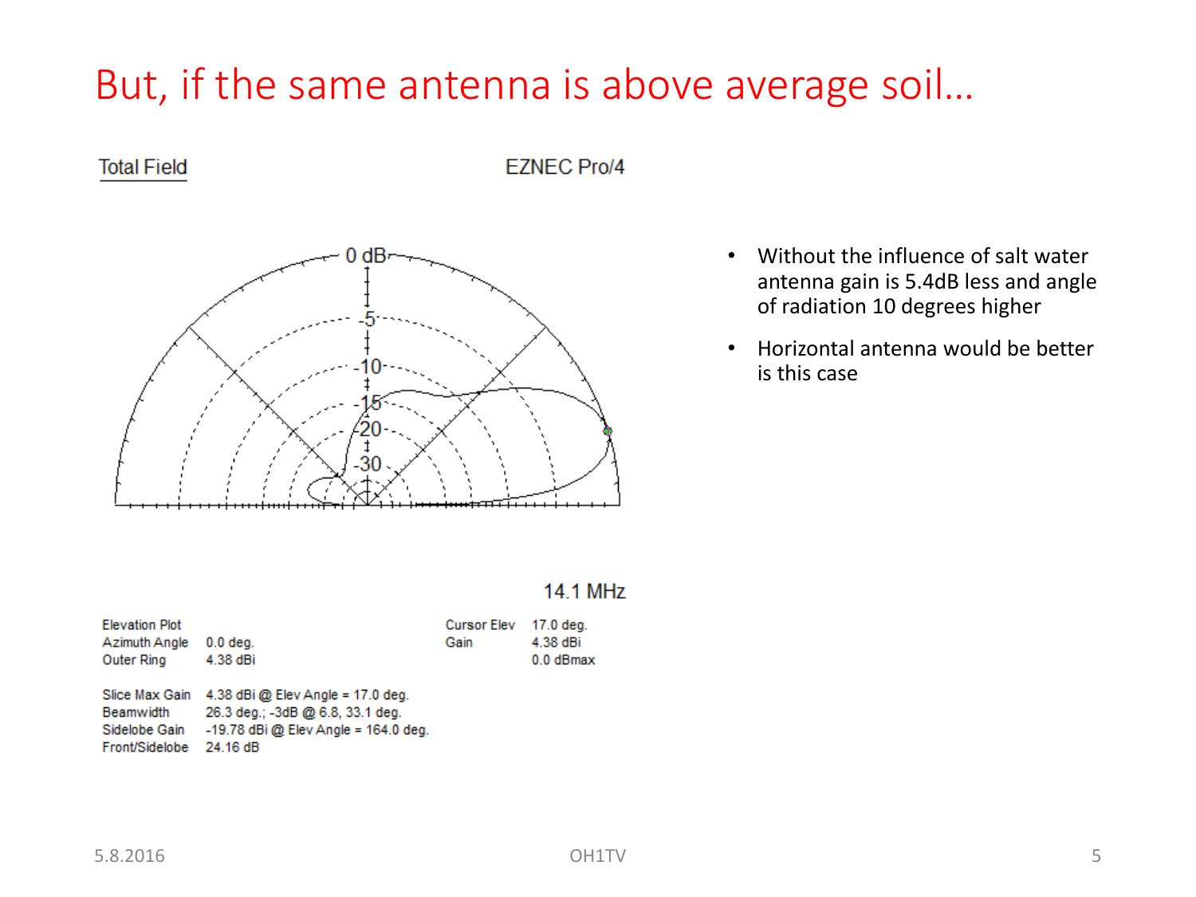# But, if the same antenna is above average soil…

Total Field

EZNEC Pro/4

14.1 MHz

| | |
|---|---|
| Elevation Plot | |
| Azimuth Angle | 0.0 deg. |
| Outer Ring | 4.38 dBi |

| | |
|---|---|
| Cursor Elev | 17.0 deg. |
| Gain | 4.38 dBi |
| | 0.0 dBmax |

| | |
|---|---|
| Slice Max Gain | 4.38 dBi @ Elev Angle = 17.0 deg. |
| Beamwidth | 26.3 deg.; -3dB @ 6.8, 33.1 deg. |
| Sidelobe Gain | -19.78 dBi @ Elev Angle = 164.0 deg. |
| Front/Sidelobe | 24.16 dB |

- Without the influence of salt water antenna gain is 5.4dB less and angle of radiation 10 degrees higher
- Horizontal antenna would be better is this case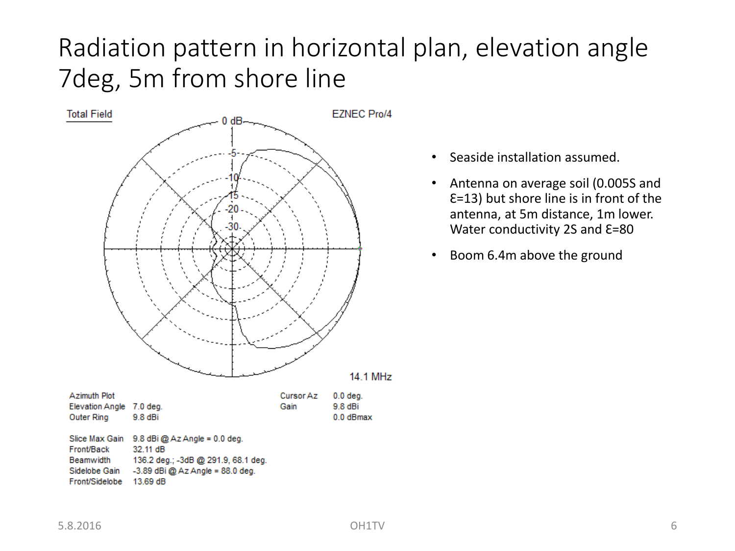# Radiation pattern in horizontal plan, elevation angle 7deg, 5m from shore line

Total Field

EZNEC Pro/4

14.1 MHz

| | | | |
|---|---|---|---|
| Azimuth Plot | | Cursor Az | 0.0 deg. |
| Elevation Angle | 7.0 deg. | Gain | 9.8 dBi |
| Outer Ring | 9.8 dBi | | 0.0 dBmax |

| | |
|---|---|
| Slice Max Gain | 9.8 dBi @ Az Angle = 0.0 deg. |
| Front/Back | 32.11 dB |
| Beamwidth | 136.2 deg.; -3dB @ 291.9, 68.1 deg. |
| Sidelobe Gain | -3.89 dBi @ Az Angle = 88.0 deg. |
| Front/Sidelobe | 13.69 dB |

- Seaside installation assumed.
- Antenna on average soil (0.005S and Ɛ=13) but shore line is in front of the antenna, at 5m distance, 1m lower. Water conductivity 2S and Ɛ=80
- Boom 6.4m above the ground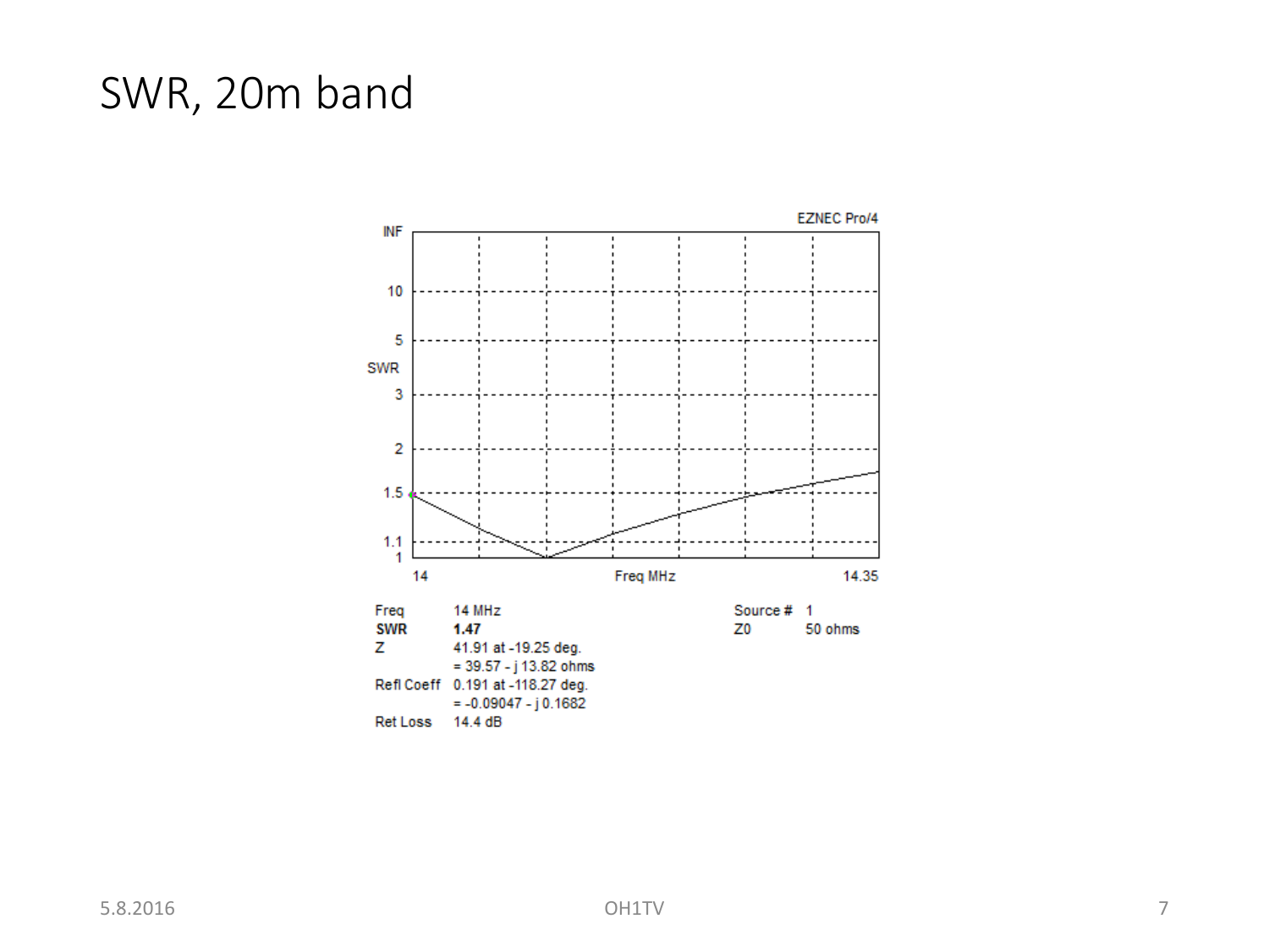# SWR, 20m band

EZNEC Pro/4

| | |
|---|---|
| Freq | 14 MHz |
| **SWR** | **1.47** |
| Z | 41.91 at -19.25 deg. |
| | = 39.57 - j 13.82 ohms |
| Refl Coeff | 0.191 at -118.27 deg. |
| | = -0.09047 - j 0.1682 |
| Ret Loss | 14.4 dB |

| | |
|---|---|
| Source # | 1 |
| Z0 | 50 ohms |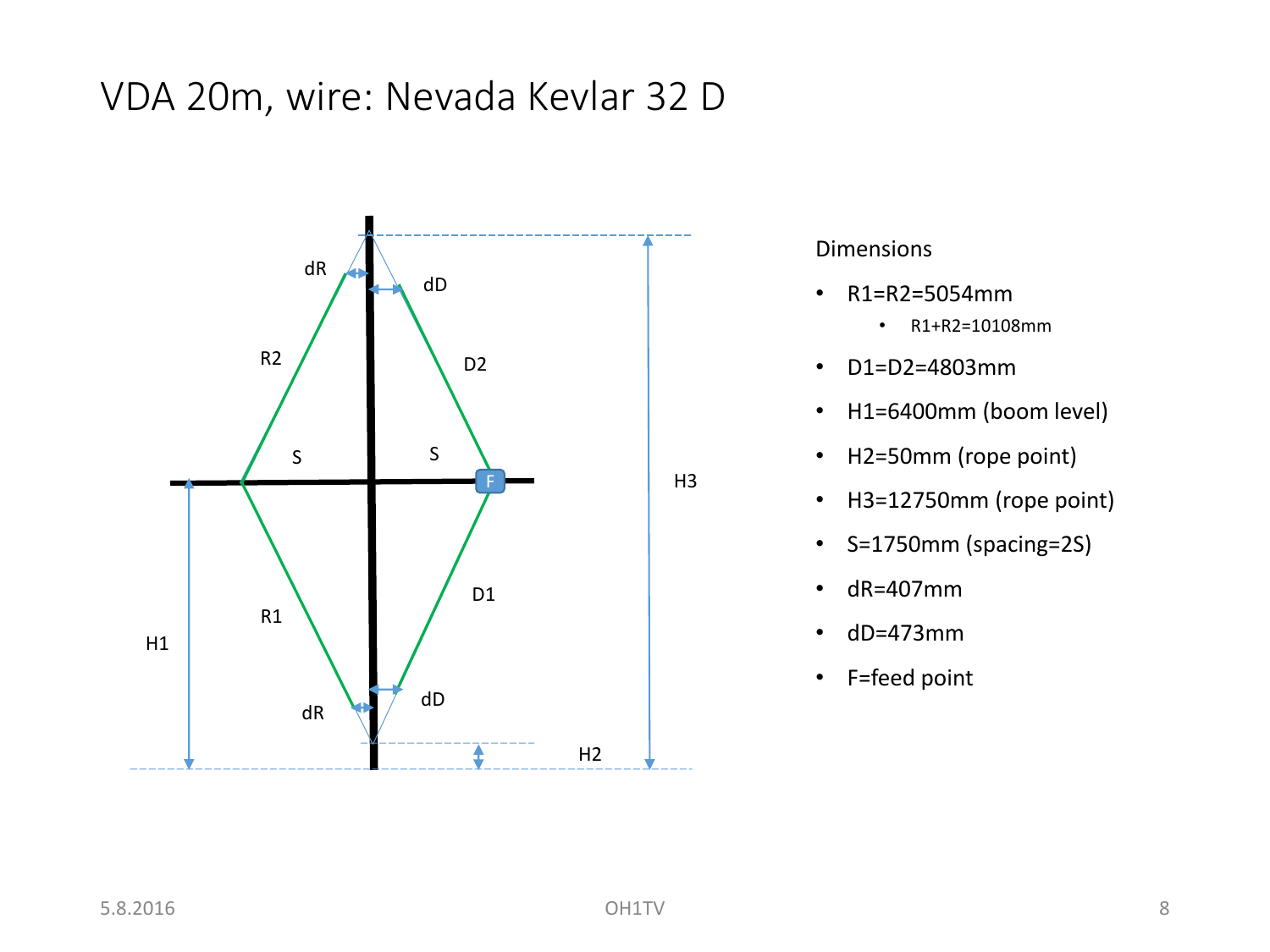# VDA 20m, wire: Nevada Kevlar 32 D

Dimensions

- R1=R2=5054mm
  - R1+R2=10108mm
- D1=D2=4803mm
- H1=6400mm (boom level)
- H2=50mm (rope point)
- H3=12750mm (rope point)
- S=1750mm (spacing=2S)
- dR=407mm
- dD=473mm
- F=feed point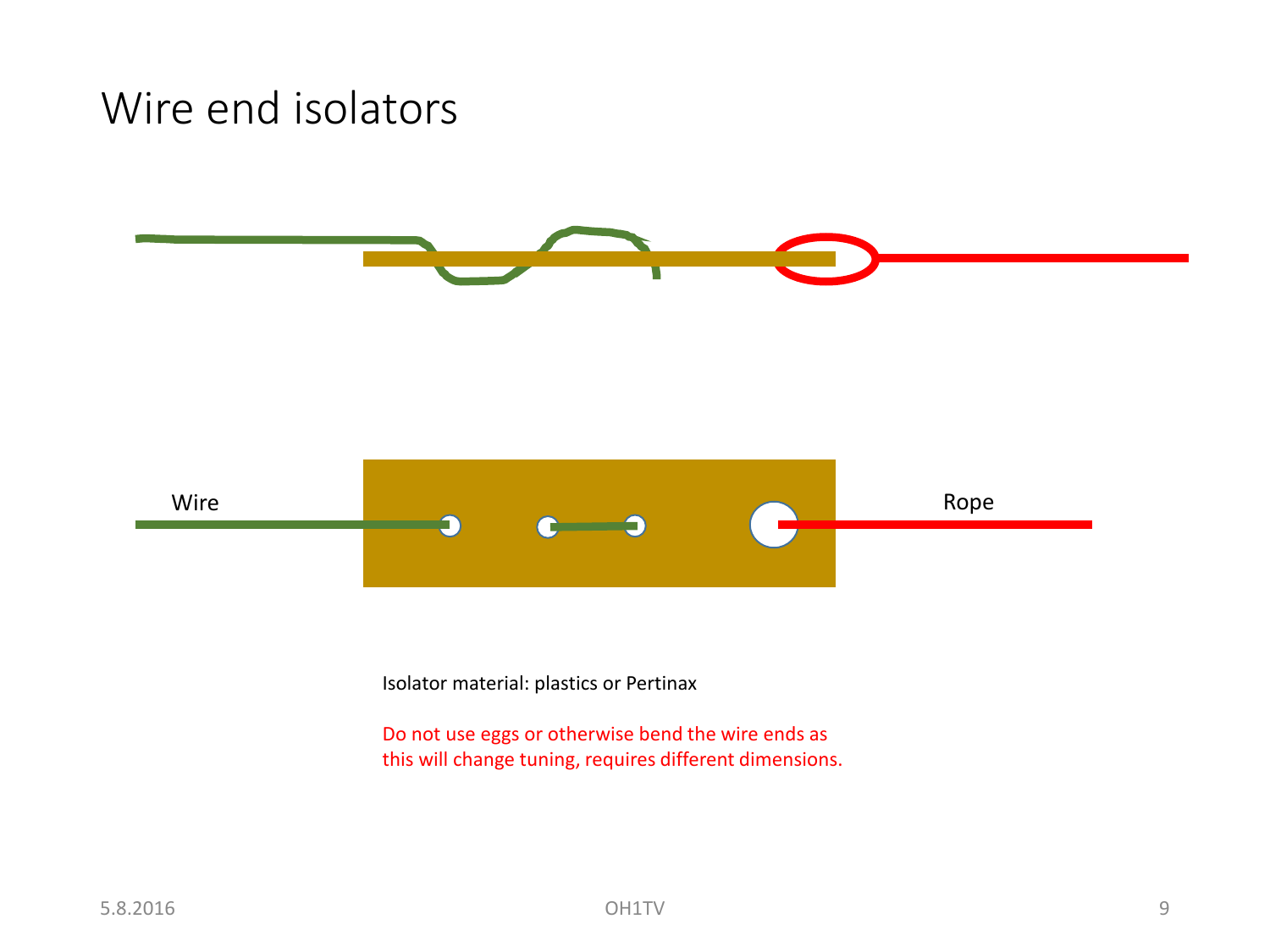# Wire end isolators

Wire

Rope

Isolator material: plastics or Pertinax

Do not use eggs or otherwise bend the wire ends as this will change tuning, requires different dimensions.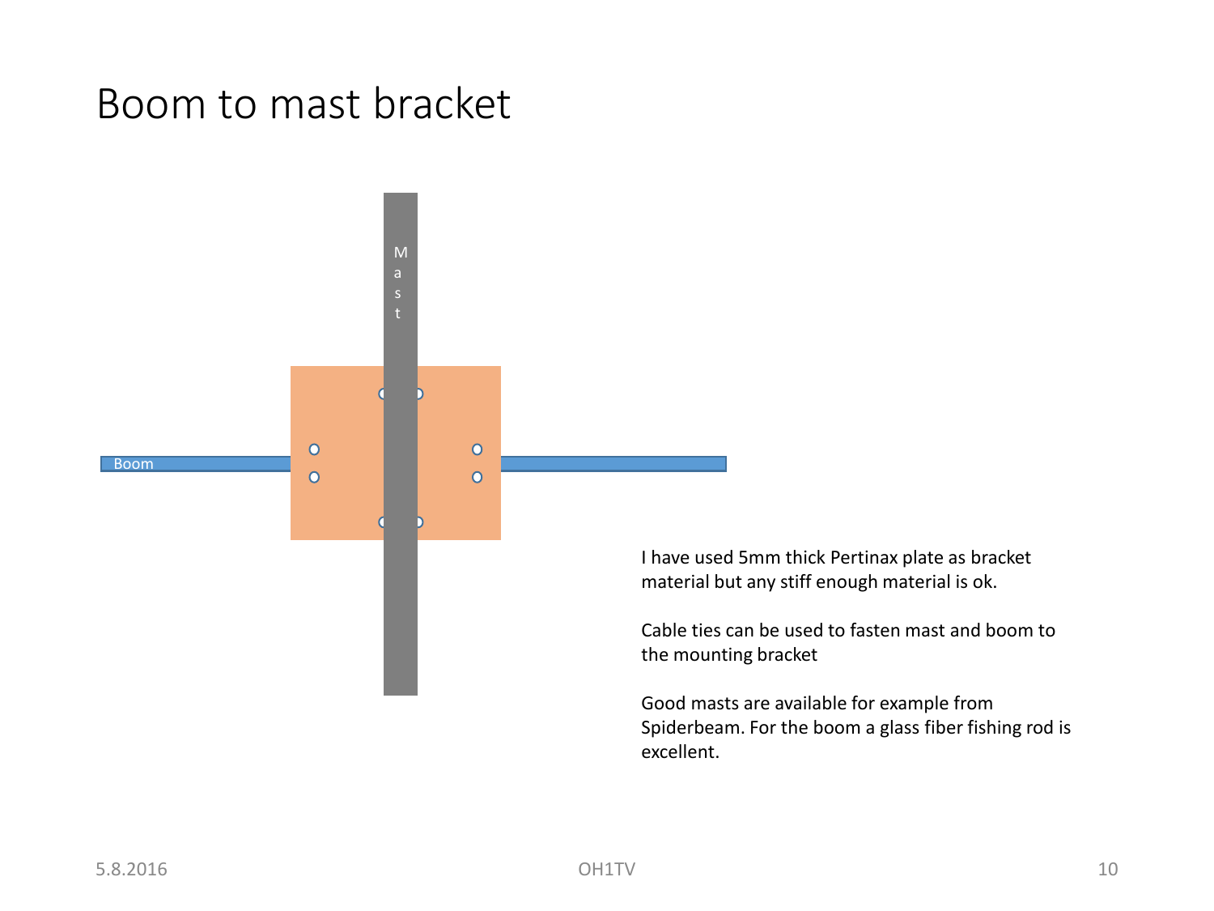# Boom to mast bracket

Mast

Boom

I have used 5mm thick Pertinax plate as bracket material but any stiff enough material is ok.

Cable ties can be used to fasten mast and boom to the mounting bracket

Good masts are available for example from Spiderbeam. For the boom a glass fiber fishing rod is excellent.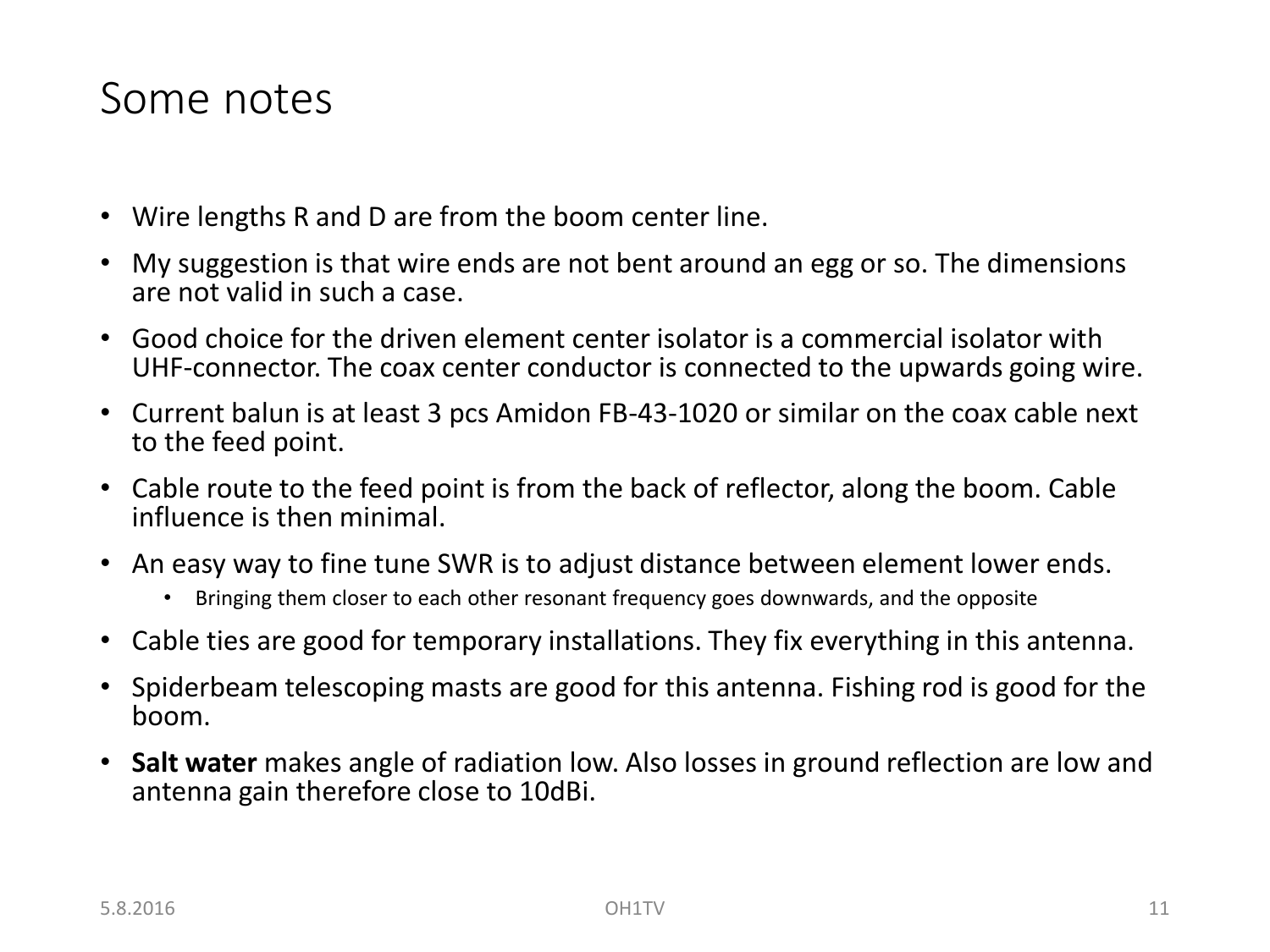# Some notes

- Wire lengths R and D are from the boom center line.
- My suggestion is that wire ends are not bent around an egg or so. The dimensions are not valid in such a case.
- Good choice for the driven element center isolator is a commercial isolator with UHF-connector. The coax center conductor is connected to the upwards going wire.
- Current balun is at least 3 pcs Amidon FB-43-1020 or similar on the coax cable next to the feed point.
- Cable route to the feed point is from the back of reflector, along the boom. Cable influence is then minimal.
- An easy way to fine tune SWR is to adjust distance between element lower ends.
  - Bringing them closer to each other resonant frequency goes downwards, and the opposite
- Cable ties are good for temporary installations. They fix everything in this antenna.
- Spiderbeam telescoping masts are good for this antenna. Fishing rod is good for the boom.
- **Salt water** makes angle of radiation low. Also losses in ground reflection are low and antenna gain therefore close to 10dBi.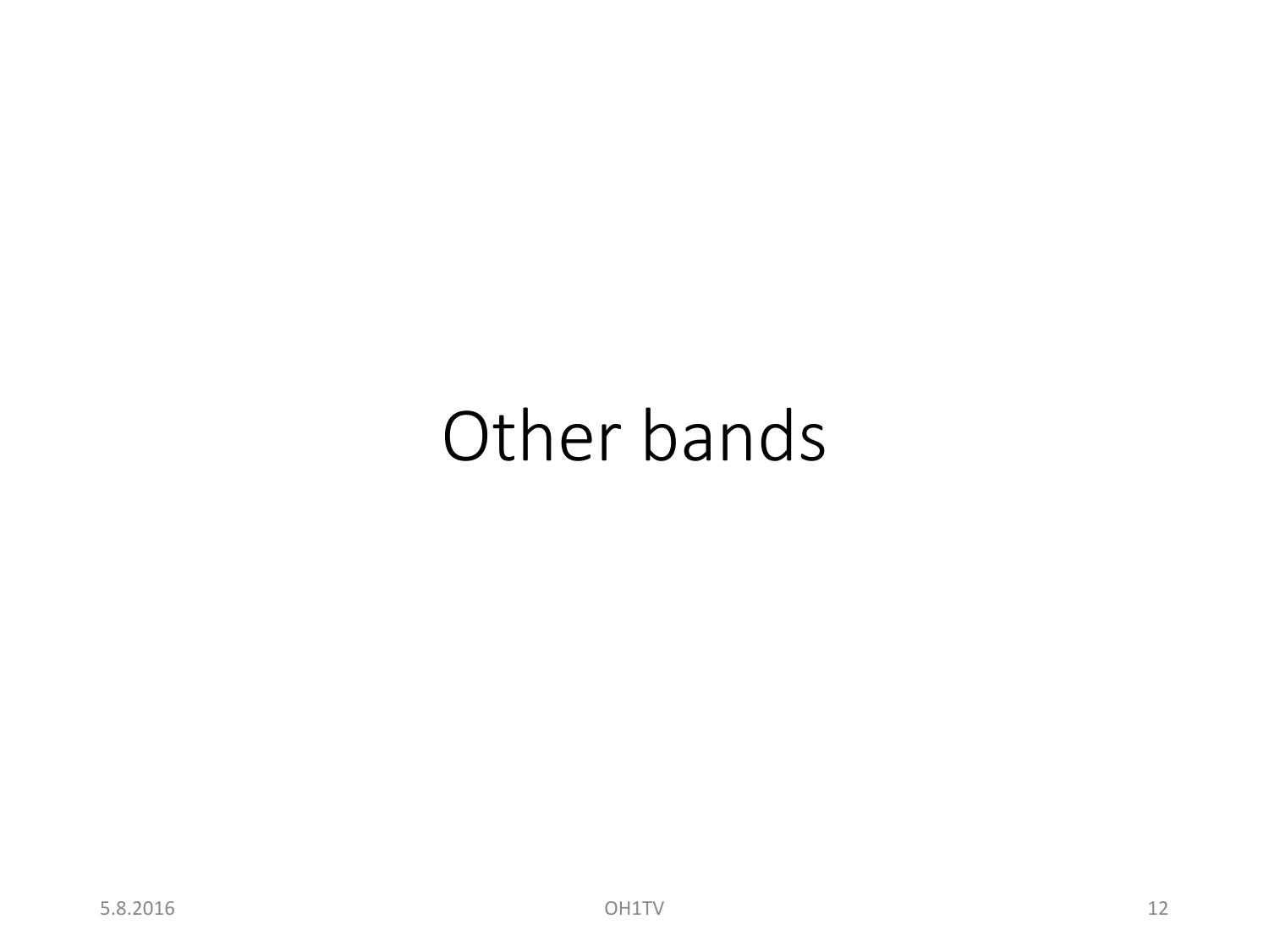# Other bands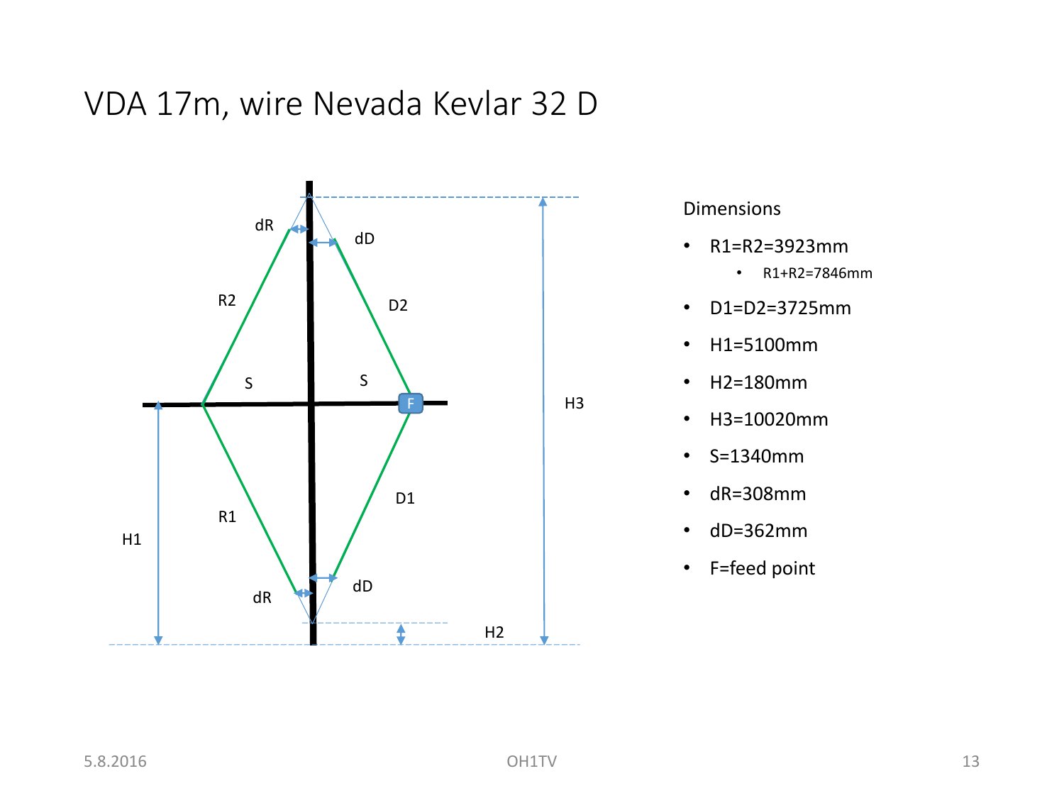# VDA 17m, wire Nevada Kevlar 32 D

Dimensions

- R1=R2=3923mm
  - R1+R2=7846mm
- D1=D2=3725mm
- H1=5100mm
- H2=180mm
- H3=10020mm
- S=1340mm
- dR=308mm
- dD=362mm
- F=feed point

5.8.2016

OH1TV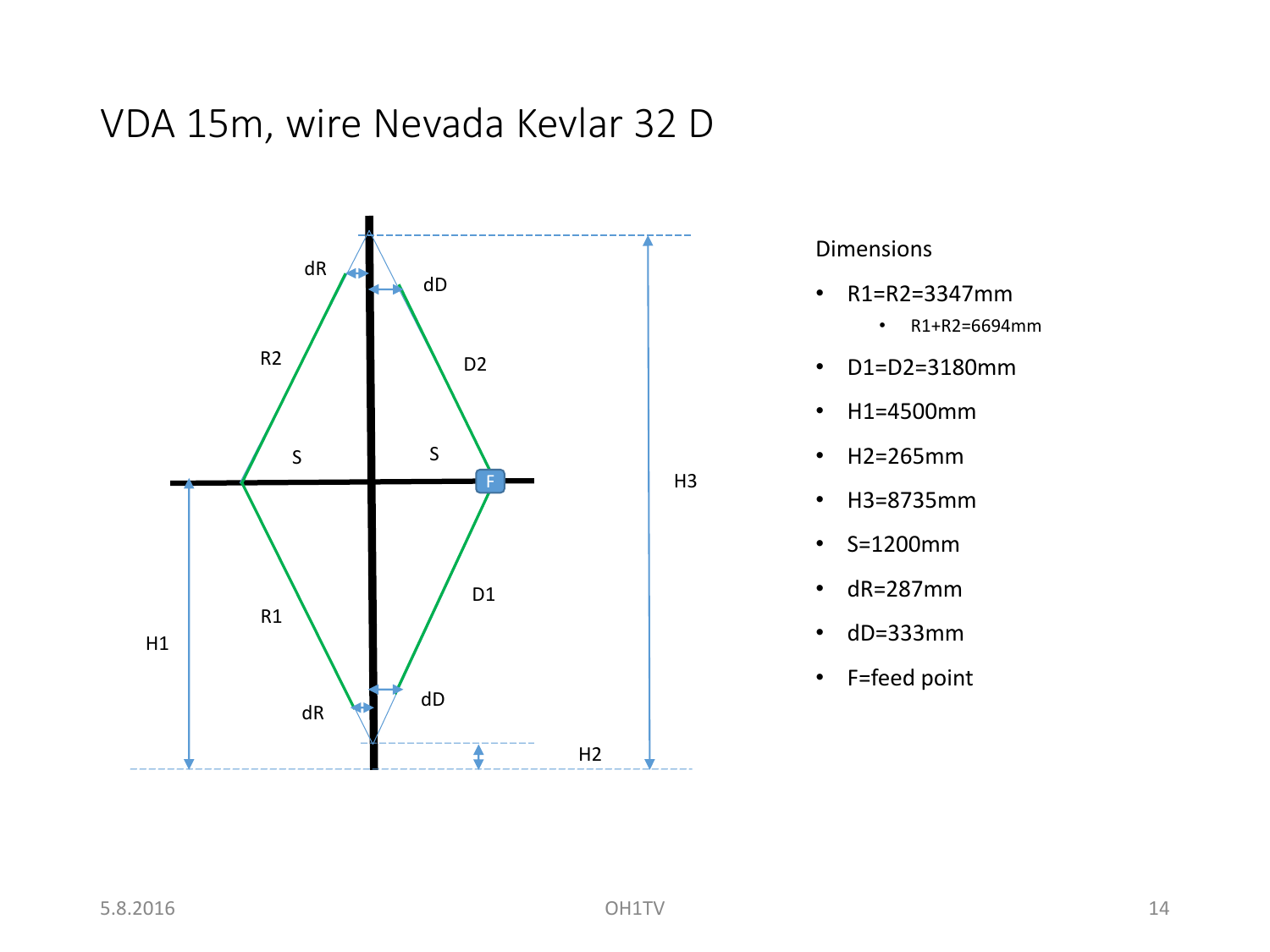# VDA 15m, wire Nevada Kevlar 32 D

Dimensions

- R1=R2=3347mm
  - R1+R2=6694mm
- D1=D2=3180mm
- H1=4500mm
- H2=265mm
- H3=8735mm
- S=1200mm
- dR=287mm
- dD=333mm
- F=feed point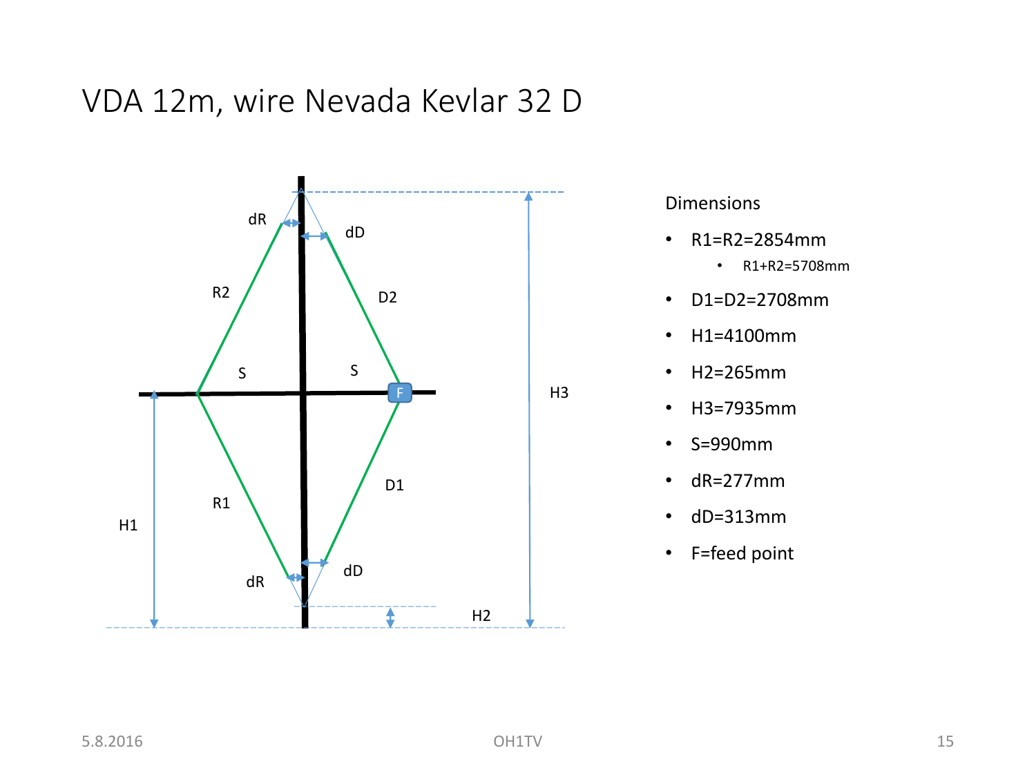# VDA 12m, wire Nevada Kevlar 32 D

Dimensions

- R1=R2=2854mm
  - R1+R2=5708mm
- D1=D2=2708mm
- H1=4100mm
- H2=265mm
- H3=7935mm
- S=990mm
- dR=277mm
- dD=313mm
- F=feed point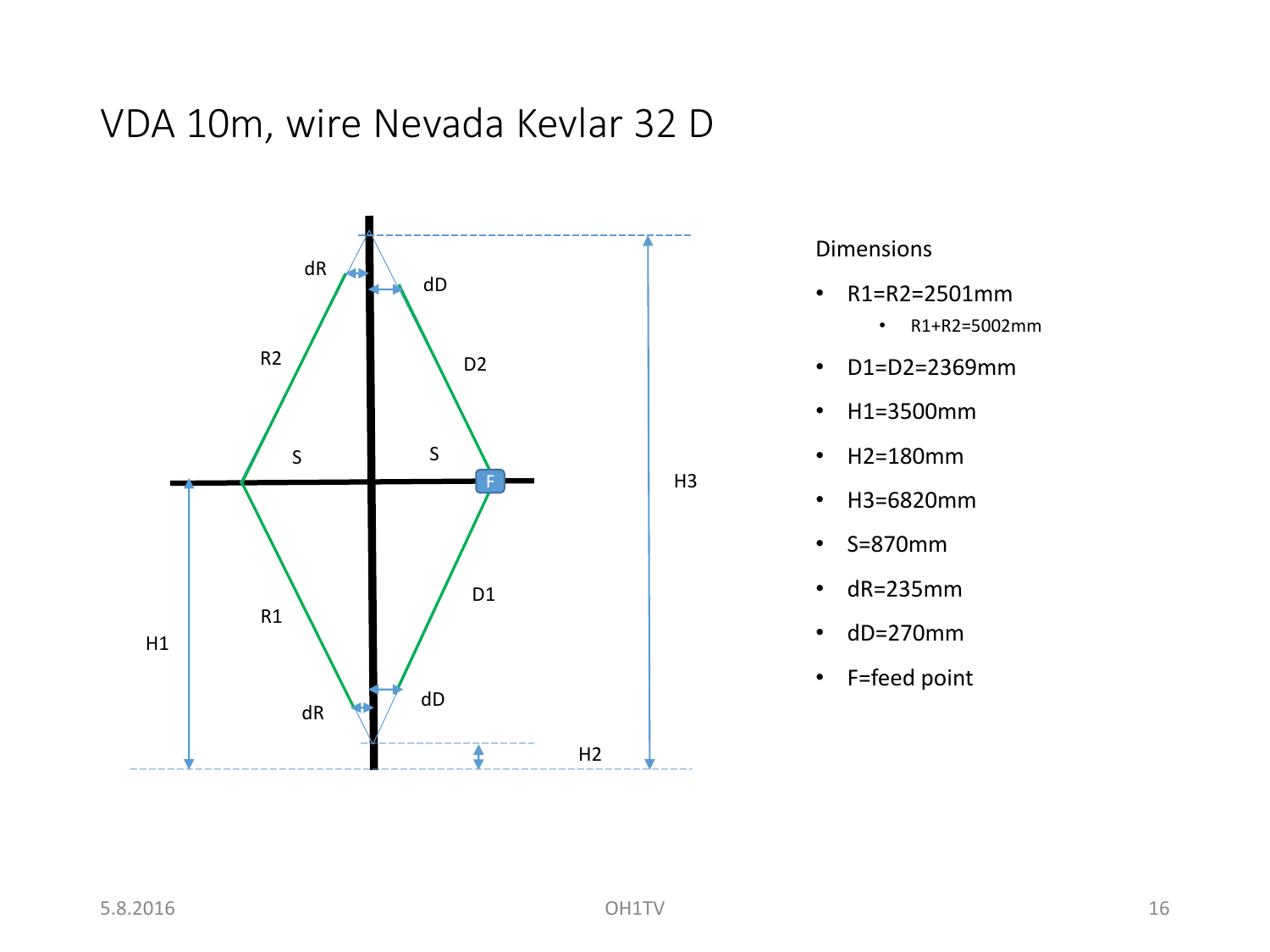# VDA 10m, wire Nevada Kevlar 32 D

Dimensions

- R1=R2=2501mm
  - R1+R2=5002mm
- D1=D2=2369mm
- H1=3500mm
- H2=180mm
- H3=6820mm
- S=870mm
- dR=235mm
- dD=270mm
- F=feed point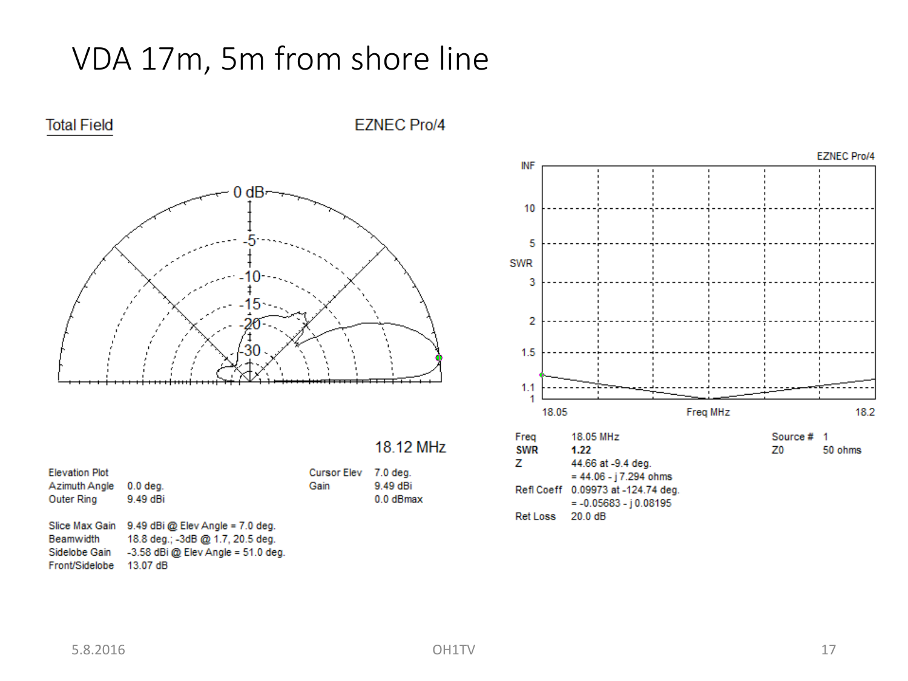# VDA 17m, 5m from shore line

Total Field — EZNEC Pro/4

18.12 MHz

| | |
|---|---|
| Elevation Plot | |
| Azimuth Angle | 0.0 deg. |
| Outer Ring | 9.49 dBi |

| | |
|---|---|
| Cursor Elev | 7.0 deg. |
| Gain | 9.49 dBi |
| | 0.0 dBmax |

| | |
|---|---|
| Slice Max Gain | 9.49 dBi @ Elev Angle = 7.0 deg. |
| Beamwidth | 18.8 deg.; -3dB @ 1.7, 20.5 deg. |
| Sidelobe Gain | -3.58 dBi @ Elev Angle = 51.0 deg. |
| Front/Sidelobe | 13.07 dB |

EZNEC Pro/4

| | |
|---|---|
| Freq | 18.05 MHz |
| **SWR** | **1.22** |
| Z | 44.66 at -9.4 deg. |
| | = 44.06 - j 7.294 ohms |
| Refl Coeff | 0.09973 at -124.74 deg. |
| | = -0.05683 - j 0.08195 |
| Ret Loss | 20.0 dB |

| | |
|---|---|
| Source # | 1 |
| Z0 | 50 ohms |

5.8.2016 — OH1TV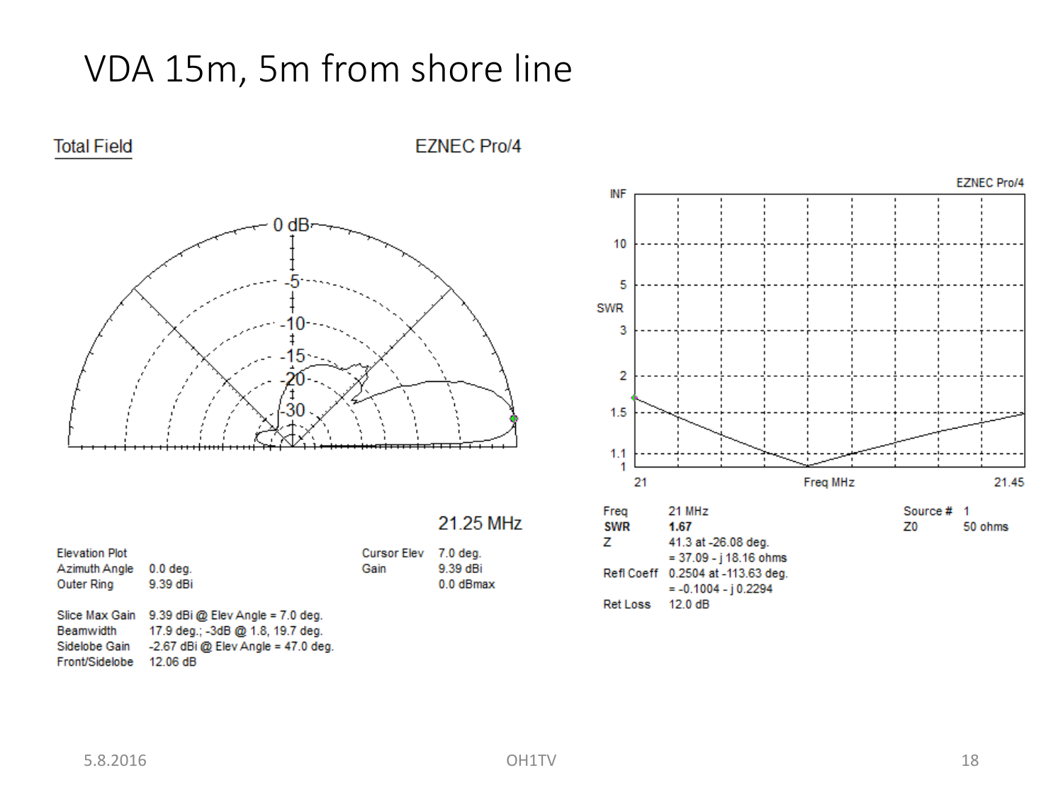# VDA 15m, 5m from shore line

Total Field

EZNEC Pro/4

21.25 MHz

| | |
|---|---|
| Elevation Plot | |
| Azimuth Angle | 0.0 deg. |
| Outer Ring | 9.39 dBi |

| | |
|---|---|
| Slice Max Gain | 9.39 dBi @ Elev Angle = 7.0 deg. |
| Beamwidth | 17.9 deg.; -3dB @ 1.8, 19.7 deg. |
| Sidelobe Gain | -2.67 dBi @ Elev Angle = 47.0 deg. |
| Front/Sidelobe | 12.06 dB |

| | |
|---|---|
| Cursor Elev | 7.0 deg. |
| Gain | 9.39 dBi |
| | 0.0 dBmax |

EZNEC Pro/4

| | |
|---|---|
| Freq | 21 MHz |
| **SWR** | **1.67** |
| Z | 41.3 at -26.08 deg. |
| | = 37.09 - j 18.16 ohms |
| Refl Coeff | 0.2504 at -113.63 deg. |
| | = -0.1004 - j 0.2294 |
| Ret Loss | 12.0 dB |

| | |
|---|---|
| Source # | 1 |
| Z0 | 50 ohms |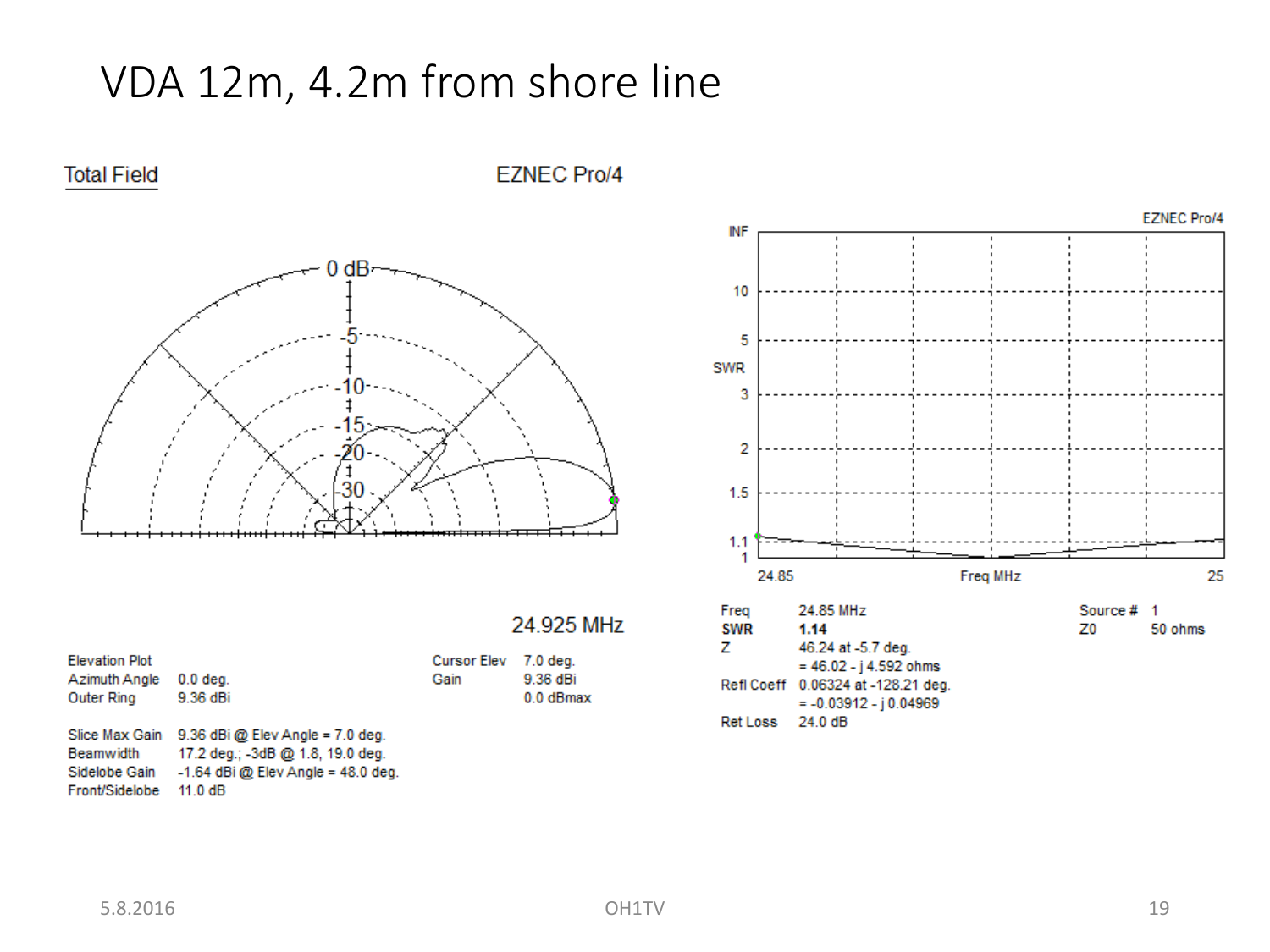# VDA 12m, 4.2m from shore line

Total Field — EZNEC Pro/4

24.925 MHz

| Elevation Plot | |
|---|---|
| Azimuth Angle | 0.0 deg. |
| Outer Ring | 9.36 dBi |

| | |
|---|---|
| Slice Max Gain | 9.36 dBi @ Elev Angle = 7.0 deg. |
| Beamwidth | 17.2 deg.; -3dB @ 1.8, 19.0 deg. |
| Sidelobe Gain | -1.64 dBi @ Elev Angle = 48.0 deg. |
| Front/Sidelobe | 11.0 dB |

| | |
|---|---|
| Cursor Elev | 7.0 deg. |
| Gain | 9.36 dBi |
| | 0.0 dBmax |

EZNEC Pro/4

| | |
|---|---|
| Freq | 24.85 MHz |
| **SWR** | **1.14** |
| Z | 46.24 at -5.7 deg. |
| | = 46.02 - j 4.592 ohms |
| Refl Coeff | 0.06324 at -128.21 deg. |
| | = -0.03912 - j 0.04969 |
| Ret Loss | 24.0 dB |

| | |
|---|---|
| Source # | 1 |
| Z0 | 50 ohms |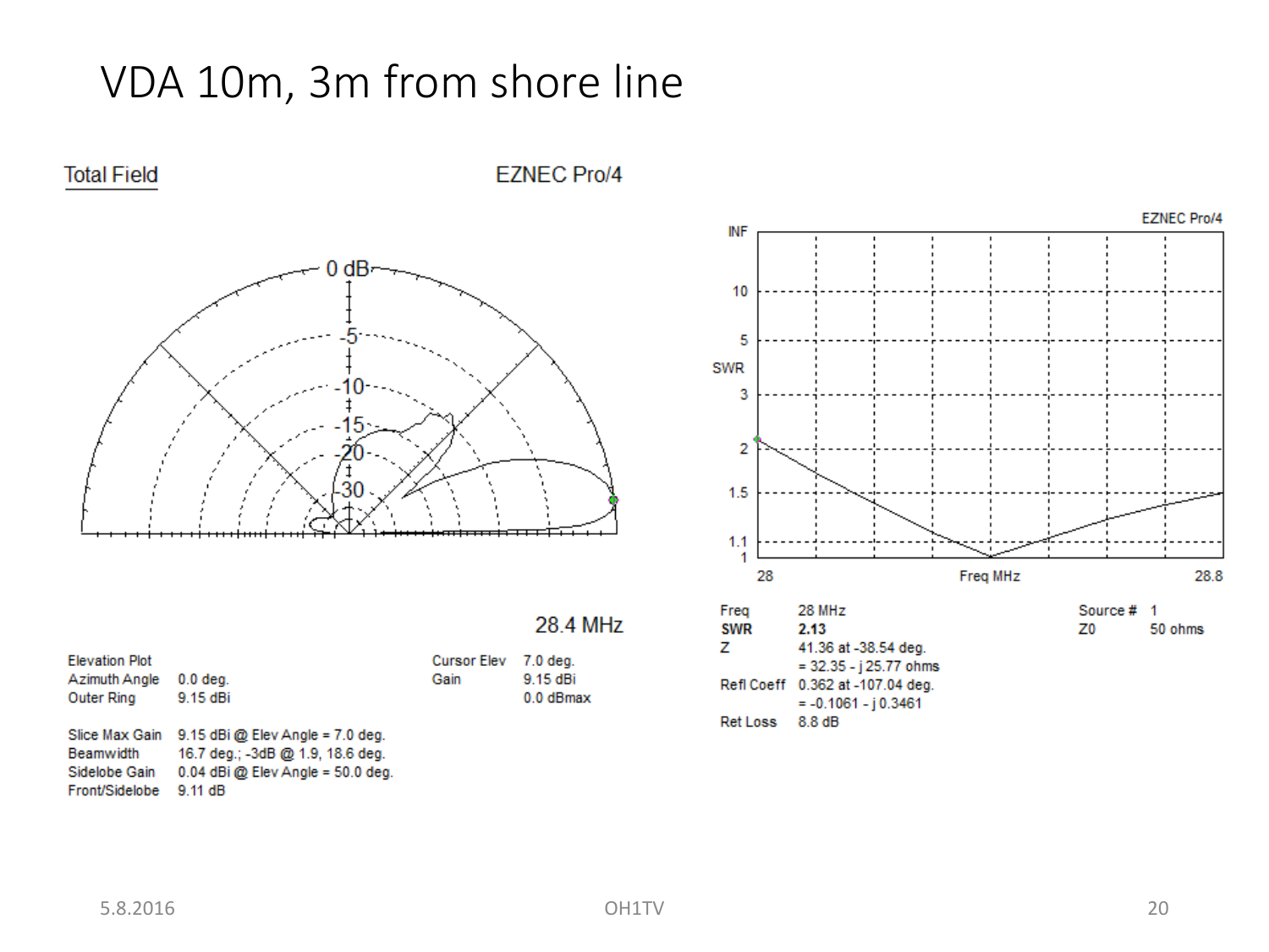# VDA 10m, 3m from shore line

Total Field

EZNEC Pro/4

0 dB
-5
-10
-15
-20
-30

28.4 MHz

Elevation Plot
Azimuth Angle 0.0 deg.
Outer Ring 9.15 dBi

Cursor Elev 7.0 deg.
Gain 9.15 dBi
0.0 dBmax

Slice Max Gain 9.15 dBi @ Elev Angle = 7.0 deg.
Beamwidth 16.7 deg.; -3dB @ 1.9, 18.6 deg.
Sidelobe Gain 0.04 dBi @ Elev Angle = 50.0 deg.
Front/Sidelobe 9.11 dB

EZNEC Pro/4

INF
10
5
SWR
3
2
1.5
1.1
1

28
Freq MHz
28.8

Freq 28 MHz
SWR 2.13
Z 41.36 at -38.54 deg.
= 32.35 - j 25.77 ohms
Refl Coeff 0.362 at -107.04 deg.
= -0.1061 - j 0.3461
Ret Loss 8.8 dB

Source # 1
Z0 50 ohms

5.8.2016

OH1TV